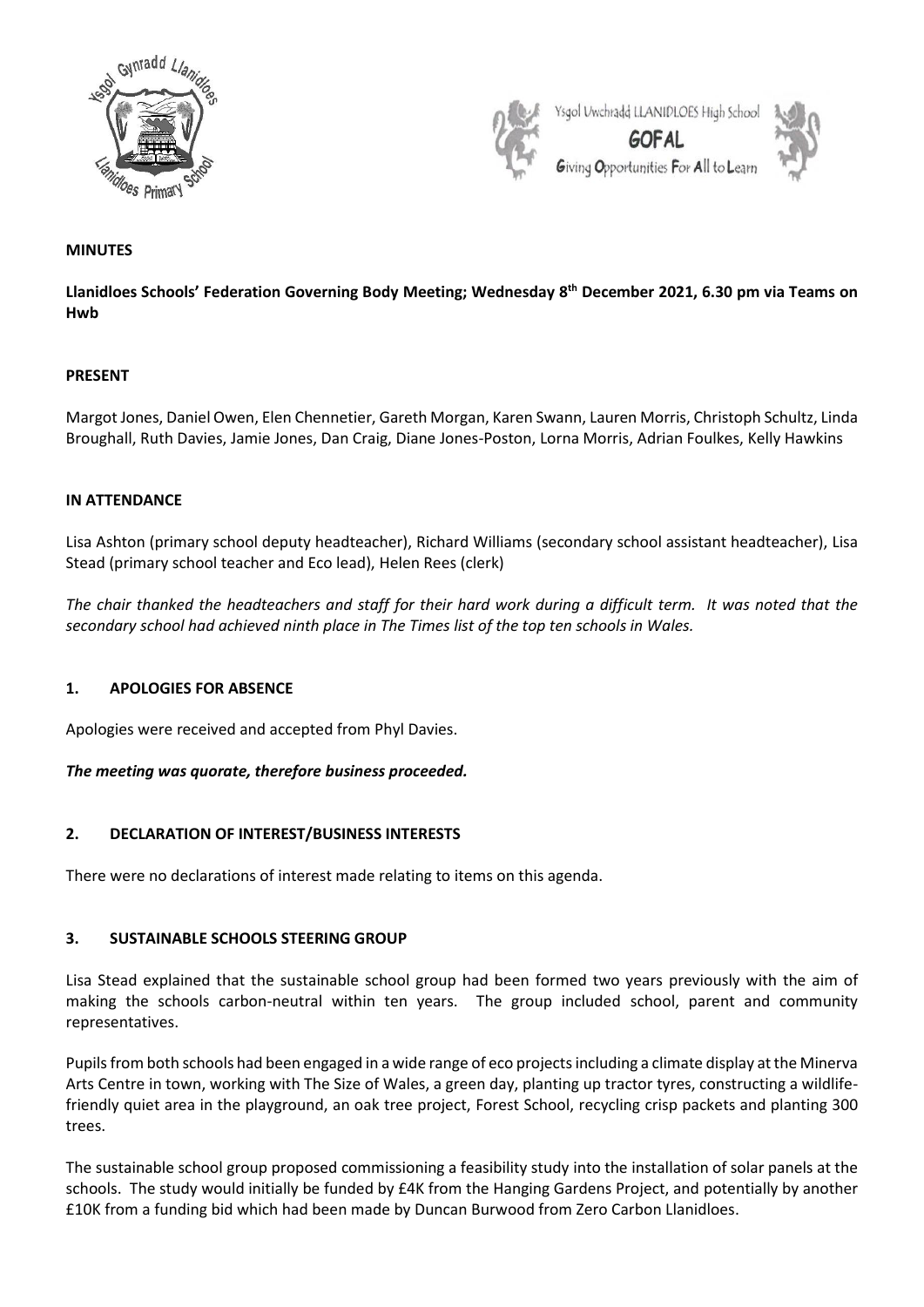Ysgol Uwchradd LLANIDLOES High School

GOFAL

Giving Opportunities For All to Learn

**MINUTES**

**Llanidloes Schools' Federation Governing Body Meeting; Wednesday 8th December 2021, 6.30 pm via Teams on Hwb**

**PRESENT**

Margot Jones, Daniel Owen, Elen Chennetier, Gareth Morgan, Karen Swann, Lauren Morris, Christoph Schultz, Linda Broughall, Ruth Davies, Jamie Jones, Dan Craig, Diane Jones-Poston, Lorna Morris, Adrian Foulkes, Kelly Hawkins

**IN ATTENDANCE**

Lisa Ashton (primary school deputy headteacher), Richard Williams (secondary school assistant headteacher), Lisa Stead (primary school teacher and Eco lead), Helen Rees (clerk)

*The chair thanked the headteachers and staff for their hard work during a difficult term. It was noted that the secondary school had achieved ninth place in The Times list of the top ten schools in Wales.*

**1. APOLOGIES FOR ABSENCE**

Apologies were received and accepted from Phyl Davies.

***The meeting was quorate, therefore business proceeded.***

**2. DECLARATION OF INTEREST/BUSINESS INTERESTS**

There were no declarations of interest made relating to items on this agenda.

**3. SUSTAINABLE SCHOOLS STEERING GROUP**

Lisa Stead explained that the sustainable school group had been formed two years previously with the aim of making the schools carbon-neutral within ten years. The group included school, parent and community representatives.

Pupils from both schools had been engaged in a wide range of eco projects including a climate display at the Minerva Arts Centre in town, working with The Size of Wales, a green day, planting up tractor tyres, constructing a wildlife-friendly quiet area in the playground, an oak tree project, Forest School, recycling crisp packets and planting 300 trees.

The sustainable school group proposed commissioning a feasibility study into the installation of solar panels at the schools. The study would initially be funded by £4K from the Hanging Gardens Project, and potentially by another £10K from a funding bid which had been made by Duncan Burwood from Zero Carbon Llanidloes.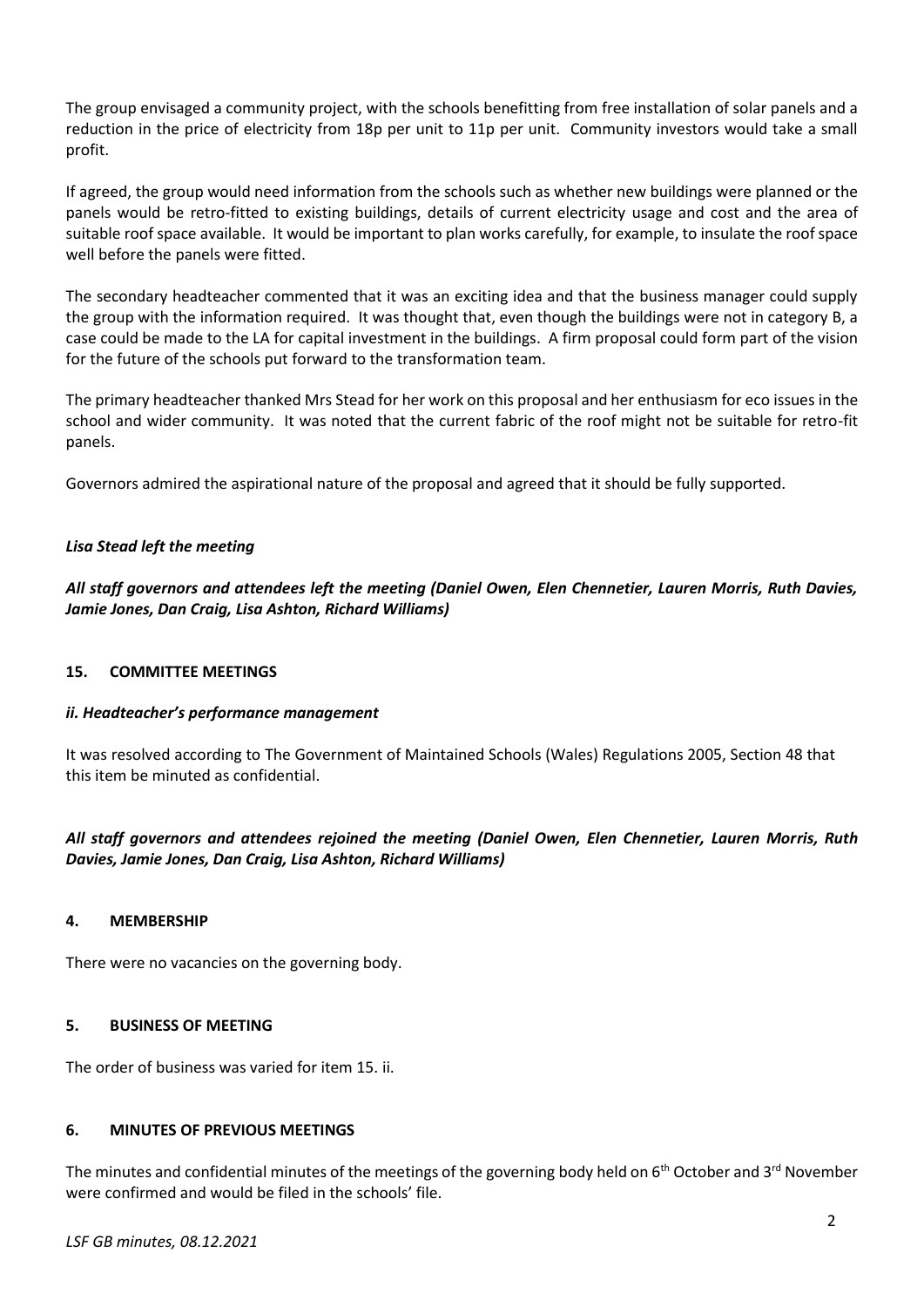The group envisaged a community project, with the schools benefitting from free installation of solar panels and a reduction in the price of electricity from 18p per unit to 11p per unit. Community investors would take a small profit.

If agreed, the group would need information from the schools such as whether new buildings were planned or the panels would be retro-fitted to existing buildings, details of current electricity usage and cost and the area of suitable roof space available. It would be important to plan works carefully, for example, to insulate the roof space well before the panels were fitted.

The secondary headteacher commented that it was an exciting idea and that the business manager could supply the group with the information required. It was thought that, even though the buildings were not in category B, a case could be made to the LA for capital investment in the buildings. A firm proposal could form part of the vision for the future of the schools put forward to the transformation team.

The primary headteacher thanked Mrs Stead for her work on this proposal and her enthusiasm for eco issues in the school and wider community. It was noted that the current fabric of the roof might not be suitable for retro-fit panels.

Governors admired the aspirational nature of the proposal and agreed that it should be fully supported.

***Lisa Stead left the meeting***

***All staff governors and attendees left the meeting (Daniel Owen, Elen Chennetier, Lauren Morris, Ruth Davies, Jamie Jones, Dan Craig, Lisa Ashton, Richard Williams)***

## 15. COMMITTEE MEETINGS

### *ii. Headteacher's performance management*

It was resolved according to The Government of Maintained Schools (Wales) Regulations 2005, Section 48 that this item be minuted as confidential.

***All staff governors and attendees rejoined the meeting (Daniel Owen, Elen Chennetier, Lauren Morris, Ruth Davies, Jamie Jones, Dan Craig, Lisa Ashton, Richard Williams)***

## 4. MEMBERSHIP

There were no vacancies on the governing body.

## 5. BUSINESS OF MEETING

The order of business was varied for item 15. ii.

## 6. MINUTES OF PREVIOUS MEETINGS

The minutes and confidential minutes of the meetings of the governing body held on 6th October and 3rd November were confirmed and would be filed in the schools' file.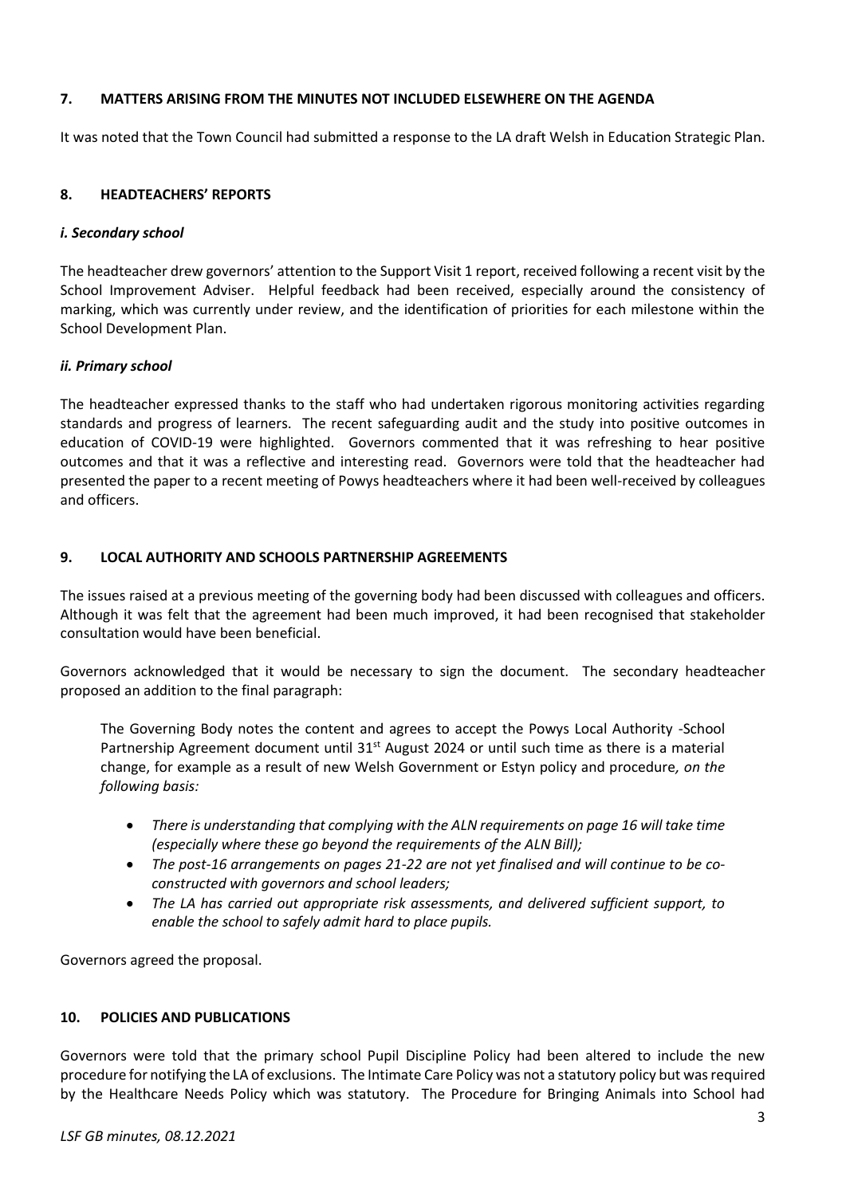## 7. MATTERS ARISING FROM THE MINUTES NOT INCLUDED ELSEWHERE ON THE AGENDA

It was noted that the Town Council had submitted a response to the LA draft Welsh in Education Strategic Plan.

## 8. HEADTEACHERS' REPORTS

### *i. Secondary school*

The headteacher drew governors' attention to the Support Visit 1 report, received following a recent visit by the School Improvement Adviser. Helpful feedback had been received, especially around the consistency of marking, which was currently under review, and the identification of priorities for each milestone within the School Development Plan.

### *ii. Primary school*

The headteacher expressed thanks to the staff who had undertaken rigorous monitoring activities regarding standards and progress of learners. The recent safeguarding audit and the study into positive outcomes in education of COVID-19 were highlighted. Governors commented that it was refreshing to hear positive outcomes and that it was a reflective and interesting read. Governors were told that the headteacher had presented the paper to a recent meeting of Powys headteachers where it had been well-received by colleagues and officers.

## 9. LOCAL AUTHORITY AND SCHOOLS PARTNERSHIP AGREEMENTS

The issues raised at a previous meeting of the governing body had been discussed with colleagues and officers. Although it was felt that the agreement had been much improved, it had been recognised that stakeholder consultation would have been beneficial.

Governors acknowledged that it would be necessary to sign the document. The secondary headteacher proposed an addition to the final paragraph:

> The Governing Body notes the content and agrees to accept the Powys Local Authority -School Partnership Agreement document until 31st August 2024 or until such time as there is a material change, for example as a result of new Welsh Government or Estyn policy and procedure*, on the following basis:*
>
> - *There is understanding that complying with the ALN requirements on page 16 will take time (especially where these go beyond the requirements of the ALN Bill);*
> - *The post-16 arrangements on pages 21-22 are not yet finalised and will continue to be co-constructed with governors and school leaders;*
> - *The LA has carried out appropriate risk assessments, and delivered sufficient support, to enable the school to safely admit hard to place pupils.*

Governors agreed the proposal.

## 10. POLICIES AND PUBLICATIONS

Governors were told that the primary school Pupil Discipline Policy had been altered to include the new procedure for notifying the LA of exclusions. The Intimate Care Policy was not a statutory policy but was required by the Healthcare Needs Policy which was statutory. The Procedure for Bringing Animals into School had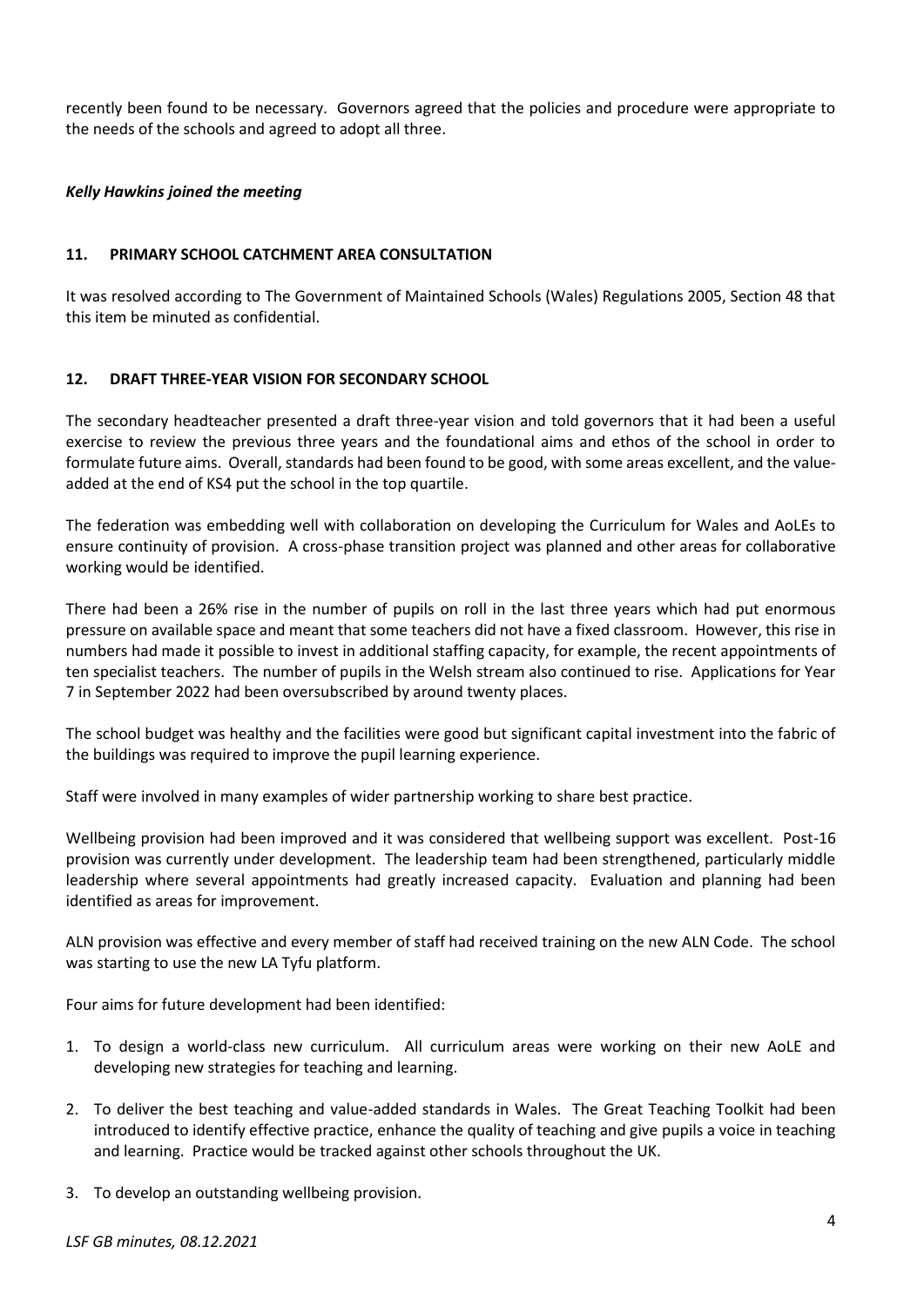recently been found to be necessary. Governors agreed that the policies and procedure were appropriate to the needs of the schools and agreed to adopt all three.

***Kelly Hawkins joined the meeting***

### 11. PRIMARY SCHOOL CATCHMENT AREA CONSULTATION

It was resolved according to The Government of Maintained Schools (Wales) Regulations 2005, Section 48 that this item be minuted as confidential.

### 12. DRAFT THREE-YEAR VISION FOR SECONDARY SCHOOL

The secondary headteacher presented a draft three-year vision and told governors that it had been a useful exercise to review the previous three years and the foundational aims and ethos of the school in order to formulate future aims. Overall, standards had been found to be good, with some areas excellent, and the value-added at the end of KS4 put the school in the top quartile.

The federation was embedding well with collaboration on developing the Curriculum for Wales and AoLEs to ensure continuity of provision. A cross-phase transition project was planned and other areas for collaborative working would be identified.

There had been a 26% rise in the number of pupils on roll in the last three years which had put enormous pressure on available space and meant that some teachers did not have a fixed classroom. However, this rise in numbers had made it possible to invest in additional staffing capacity, for example, the recent appointments of ten specialist teachers. The number of pupils in the Welsh stream also continued to rise. Applications for Year 7 in September 2022 had been oversubscribed by around twenty places.

The school budget was healthy and the facilities were good but significant capital investment into the fabric of the buildings was required to improve the pupil learning experience.

Staff were involved in many examples of wider partnership working to share best practice.

Wellbeing provision had been improved and it was considered that wellbeing support was excellent. Post-16 provision was currently under development. The leadership team had been strengthened, particularly middle leadership where several appointments had greatly increased capacity. Evaluation and planning had been identified as areas for improvement.

ALN provision was effective and every member of staff had received training on the new ALN Code. The school was starting to use the new LA Tyfu platform.

Four aims for future development had been identified:

1. To design a world-class new curriculum. All curriculum areas were working on their new AoLE and developing new strategies for teaching and learning.
2. To deliver the best teaching and value-added standards in Wales. The Great Teaching Toolkit had been introduced to identify effective practice, enhance the quality of teaching and give pupils a voice in teaching and learning. Practice would be tracked against other schools throughout the UK.
3. To develop an outstanding wellbeing provision.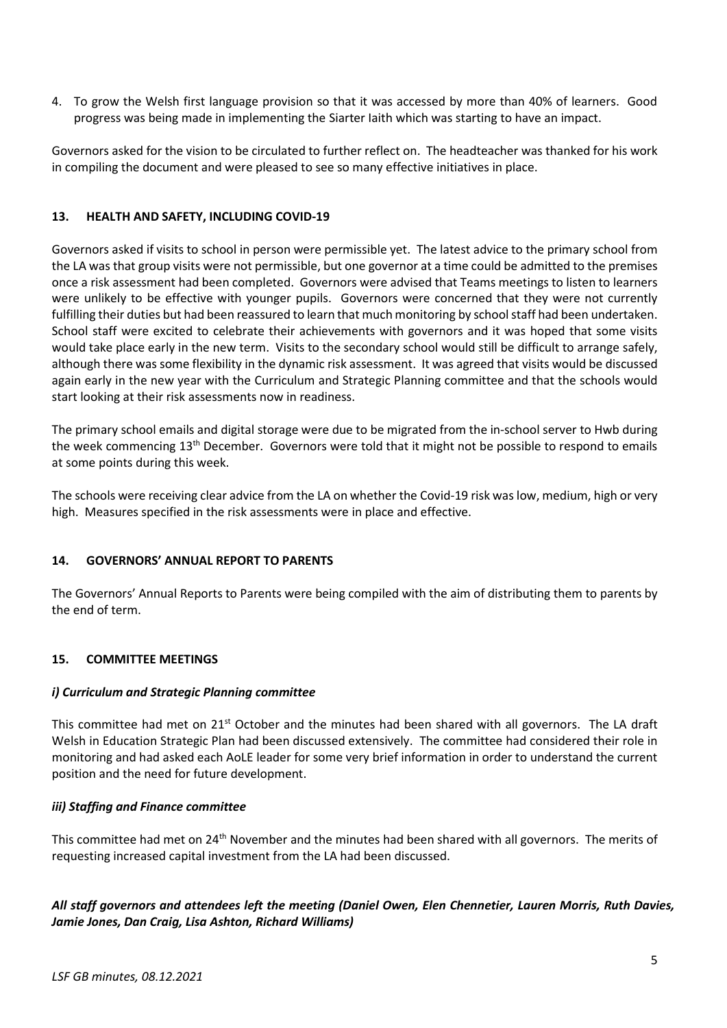4. To grow the Welsh first language provision so that it was accessed by more than 40% of learners. Good progress was being made in implementing the Siarter Iaith which was starting to have an impact.

Governors asked for the vision to be circulated to further reflect on. The headteacher was thanked for his work in compiling the document and were pleased to see so many effective initiatives in place.

## 13. HEALTH AND SAFETY, INCLUDING COVID-19

Governors asked if visits to school in person were permissible yet. The latest advice to the primary school from the LA was that group visits were not permissible, but one governor at a time could be admitted to the premises once a risk assessment had been completed. Governors were advised that Teams meetings to listen to learners were unlikely to be effective with younger pupils. Governors were concerned that they were not currently fulfilling their duties but had been reassured to learn that much monitoring by school staff had been undertaken. School staff were excited to celebrate their achievements with governors and it was hoped that some visits would take place early in the new term. Visits to the secondary school would still be difficult to arrange safely, although there was some flexibility in the dynamic risk assessment. It was agreed that visits would be discussed again early in the new year with the Curriculum and Strategic Planning committee and that the schools would start looking at their risk assessments now in readiness.

The primary school emails and digital storage were due to be migrated from the in-school server to Hwb during the week commencing 13th December. Governors were told that it might not be possible to respond to emails at some points during this week.

The schools were receiving clear advice from the LA on whether the Covid-19 risk was low, medium, high or very high. Measures specified in the risk assessments were in place and effective.

## 14. GOVERNORS' ANNUAL REPORT TO PARENTS

The Governors' Annual Reports to Parents were being compiled with the aim of distributing them to parents by the end of term.

## 15. COMMITTEE MEETINGS

### *i) Curriculum and Strategic Planning committee*

This committee had met on 21st October and the minutes had been shared with all governors. The LA draft Welsh in Education Strategic Plan had been discussed extensively. The committee had considered their role in monitoring and had asked each AoLE leader for some very brief information in order to understand the current position and the need for future development.

### *iii) Staffing and Finance committee*

This committee had met on 24th November and the minutes had been shared with all governors. The merits of requesting increased capital investment from the LA had been discussed.

***All staff governors and attendees left the meeting (Daniel Owen, Elen Chennetier, Lauren Morris, Ruth Davies, Jamie Jones, Dan Craig, Lisa Ashton, Richard Williams)***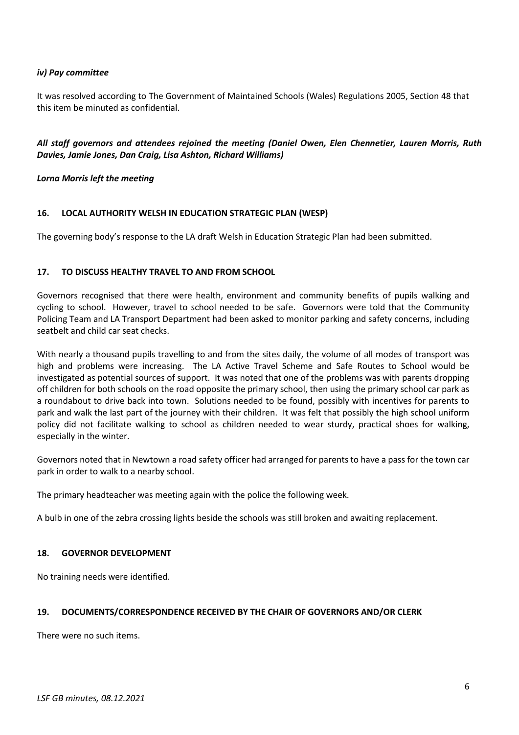*iv) Pay committee*

It was resolved according to The Government of Maintained Schools (Wales) Regulations 2005, Section 48 that this item be minuted as confidential.

***All staff governors and attendees rejoined the meeting (Daniel Owen, Elen Chennetier, Lauren Morris, Ruth Davies, Jamie Jones, Dan Craig, Lisa Ashton, Richard Williams)***

***Lorna Morris left the meeting***

**16. LOCAL AUTHORITY WELSH IN EDUCATION STRATEGIC PLAN (WESP)**

The governing body's response to the LA draft Welsh in Education Strategic Plan had been submitted.

**17. TO DISCUSS HEALTHY TRAVEL TO AND FROM SCHOOL**

Governors recognised that there were health, environment and community benefits of pupils walking and cycling to school. However, travel to school needed to be safe. Governors were told that the Community Policing Team and LA Transport Department had been asked to monitor parking and safety concerns, including seatbelt and child car seat checks.

With nearly a thousand pupils travelling to and from the sites daily, the volume of all modes of transport was high and problems were increasing. The LA Active Travel Scheme and Safe Routes to School would be investigated as potential sources of support. It was noted that one of the problems was with parents dropping off children for both schools on the road opposite the primary school, then using the primary school car park as a roundabout to drive back into town. Solutions needed to be found, possibly with incentives for parents to park and walk the last part of the journey with their children. It was felt that possibly the high school uniform policy did not facilitate walking to school as children needed to wear sturdy, practical shoes for walking, especially in the winter.

Governors noted that in Newtown a road safety officer had arranged for parents to have a pass for the town car park in order to walk to a nearby school.

The primary headteacher was meeting again with the police the following week.

A bulb in one of the zebra crossing lights beside the schools was still broken and awaiting replacement.

**18. GOVERNOR DEVELOPMENT**

No training needs were identified.

**19. DOCUMENTS/CORRESPONDENCE RECEIVED BY THE CHAIR OF GOVERNORS AND/OR CLERK**

There were no such items.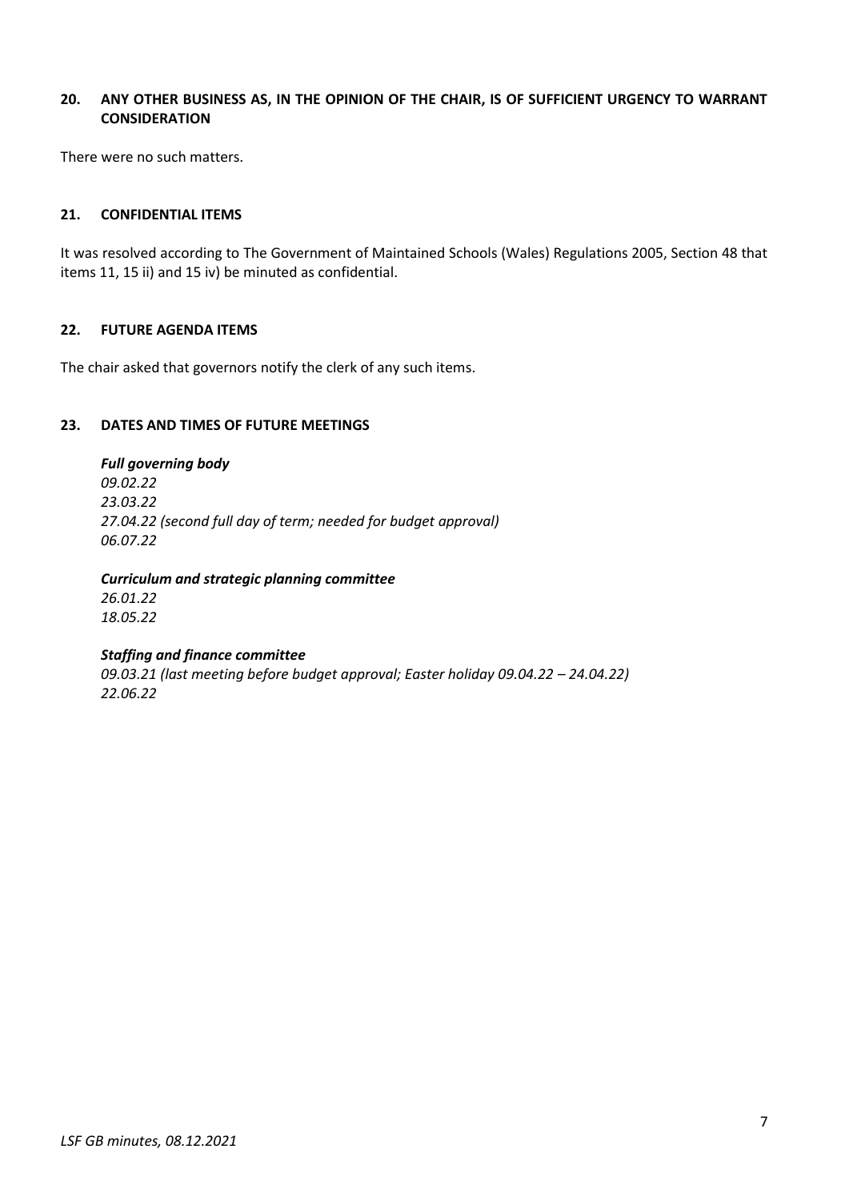## 20. ANY OTHER BUSINESS AS, IN THE OPINION OF THE CHAIR, IS OF SUFFICIENT URGENCY TO WARRANT CONSIDERATION

There were no such matters.

## 21. CONFIDENTIAL ITEMS

It was resolved according to The Government of Maintained Schools (Wales) Regulations 2005, Section 48 that items 11, 15 ii) and 15 iv) be minuted as confidential.

## 22. FUTURE AGENDA ITEMS

The chair asked that governors notify the clerk of any such items.

## 23. DATES AND TIMES OF FUTURE MEETINGS

***Full governing body***
*09.02.22*
*23.03.22*
*27.04.22 (second full day of term; needed for budget approval)*
*06.07.22*

***Curriculum and strategic planning committee***
*26.01.22*
*18.05.22*

***Staffing and finance committee***
*09.03.21 (last meeting before budget approval; Easter holiday 09.04.22 – 24.04.22)*
*22.06.22*